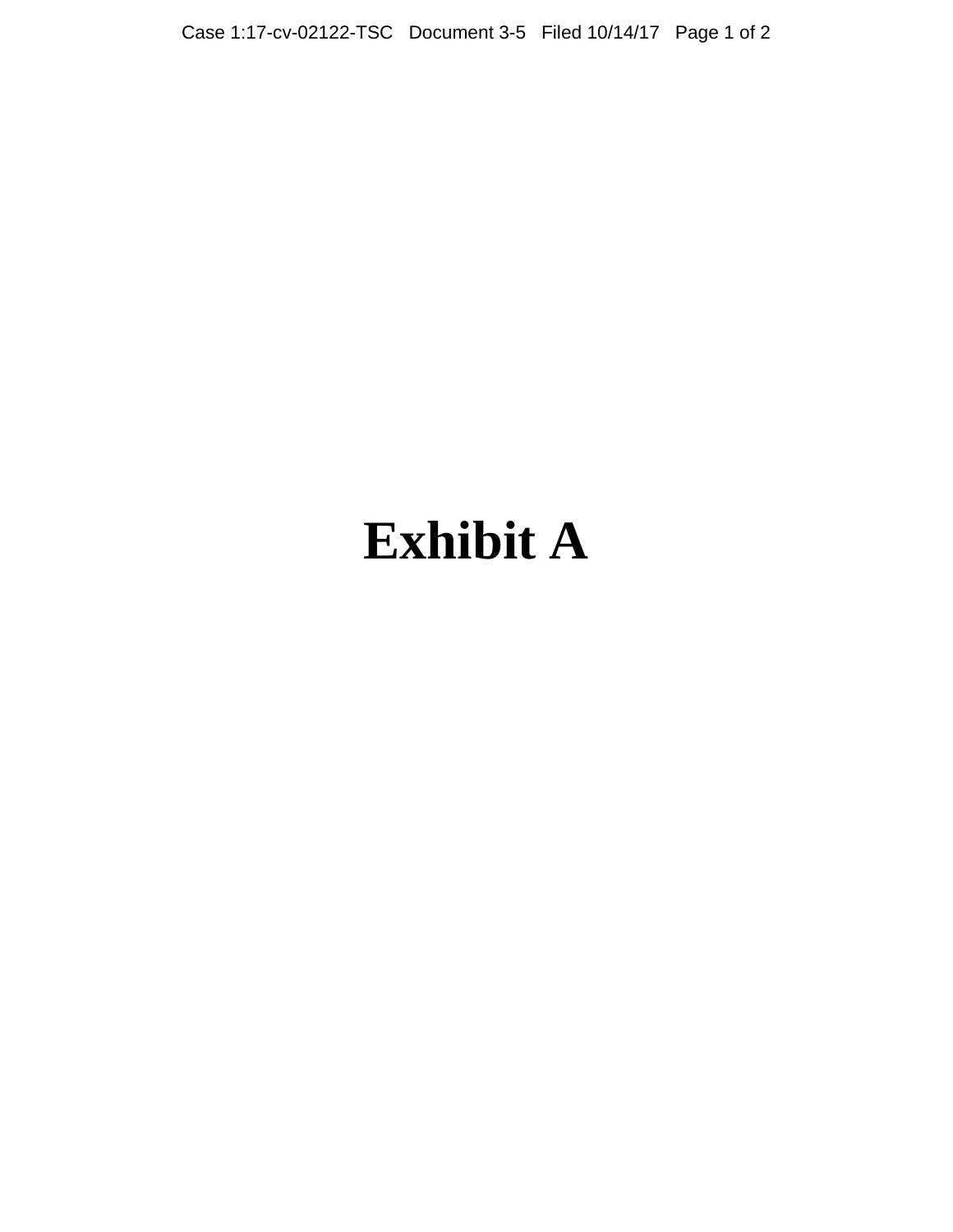# Exhibit A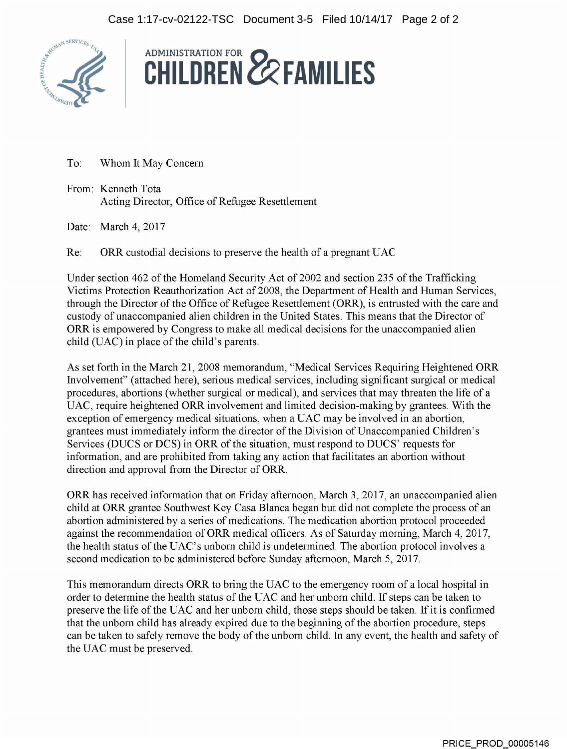ADMINISTRATION FOR
**CHILDREN & FAMILIES**

To: Whom It May Concern

From: Kenneth Tota
Acting Director, Office of Refugee Resettlement

Date: March 4, 2017

Re: ORR custodial decisions to preserve the health of a pregnant UAC

Under section 462 of the Homeland Security Act of 2002 and section 235 of the Trafficking Victims Protection Reauthorization Act of 2008, the Department of Health and Human Services, through the Director of the Office of Refugee Resettlement (ORR), is entrusted with the care and custody of unaccompanied alien children in the United States. This means that the Director of ORR is empowered by Congress to make all medical decisions for the unaccompanied alien child (UAC) in place of the child's parents.

As set forth in the March 21, 2008 memorandum, "Medical Services Requiring Heightened ORR Involvement" (attached here), serious medical services, including significant surgical or medical procedures, abortions (whether surgical or medical), and services that may threaten the life of a UAC, require heightened ORR involvement and limited decision-making by grantees. With the exception of emergency medical situations, when a UAC may be involved in an abortion, grantees must immediately inform the director of the Division of Unaccompanied Children's Services (DUCS or DCS) in ORR of the situation, must respond to DUCS' requests for information, and are prohibited from taking any action that facilitates an abortion without direction and approval from the Director of ORR.

ORR has received information that on Friday afternoon, March 3, 2017, an unaccompanied alien child at ORR grantee Southwest Key Casa Blanca began but did not complete the process of an abortion administered by a series of medications. The medication abortion protocol proceeded against the recommendation of ORR medical officers. As of Saturday morning, March 4, 2017, the health status of the UAC's unborn child is undetermined. The abortion protocol involves a second medication to be administered before Sunday afternoon, March 5, 2017.

This memorandum directs ORR to bring the UAC to the emergency room of a local hospital in order to determine the health status of the UAC and her unborn child. If steps can be taken to preserve the life of the UAC and her unborn child, those steps should be taken. If it is confirmed that the unborn child has already expired due to the beginning of the abortion procedure, steps can be taken to safely remove the body of the unborn child. In any event, the health and safety of the UAC must be preserved.

PRICE_PROD_00005146